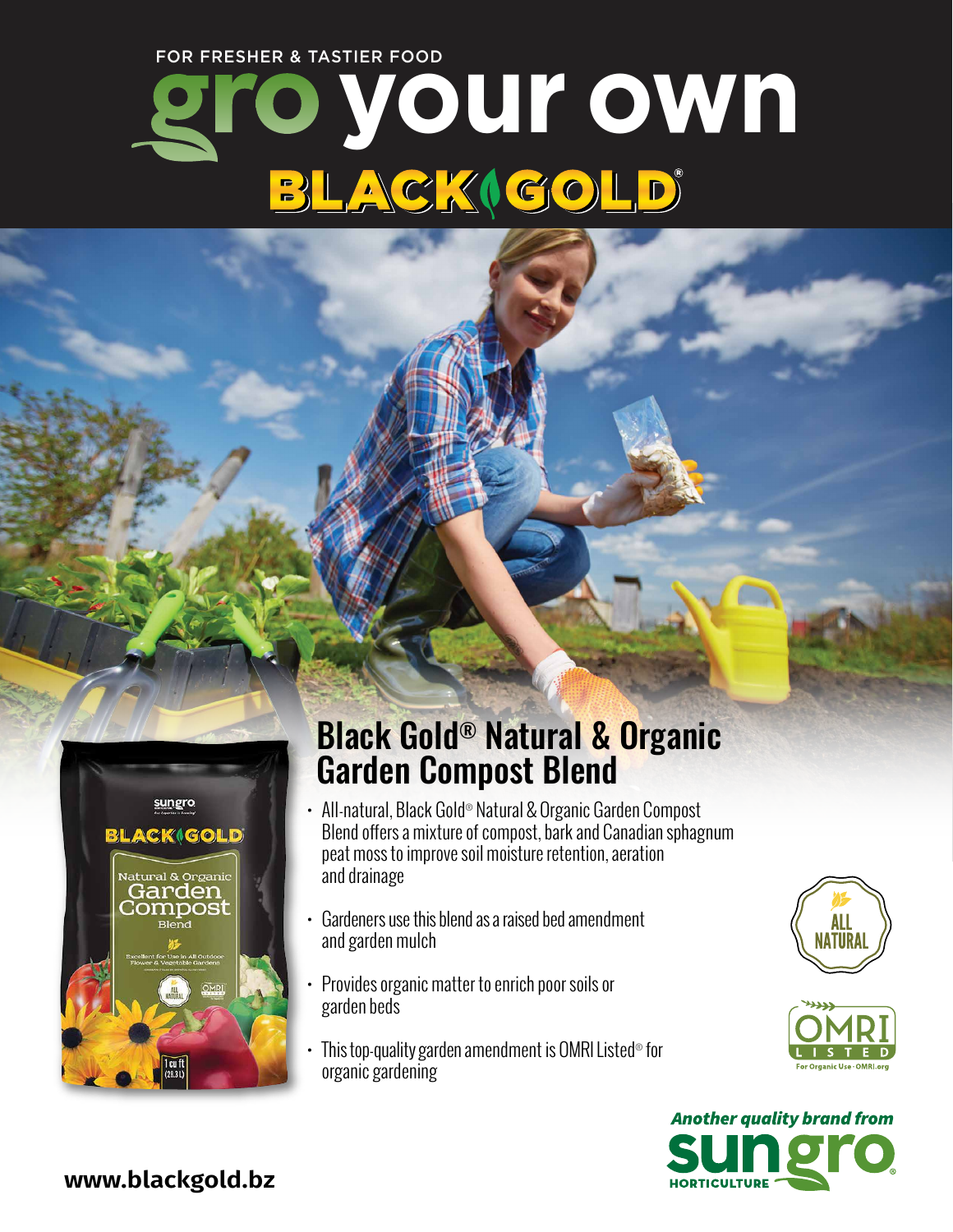FOR FRESHER & TASTIER FOOD

# gro your own

## BLACK GOLD®

## Black Gold® Natural & Organic Garden Compost Blend

- All-natural, Black Gold® Natural & Organic Garden Compost Blend offers a mixture of compost, bark and Canadian sphagnum peat moss to improve soil moisture retention, aeration and drainage
- Gardeners use this blend as a raised bed amendment and garden mulch
- Provides organic matter to enrich poor soils or garden beds
- This top-quality garden amendment is OMRI Listed® for organic gardening

ALL NATURAL

OMRI LISTED For Organic Use · OMRI.org

*Another quality brand from* **sungro** HORTICULTURE

**www.blackgold.bz**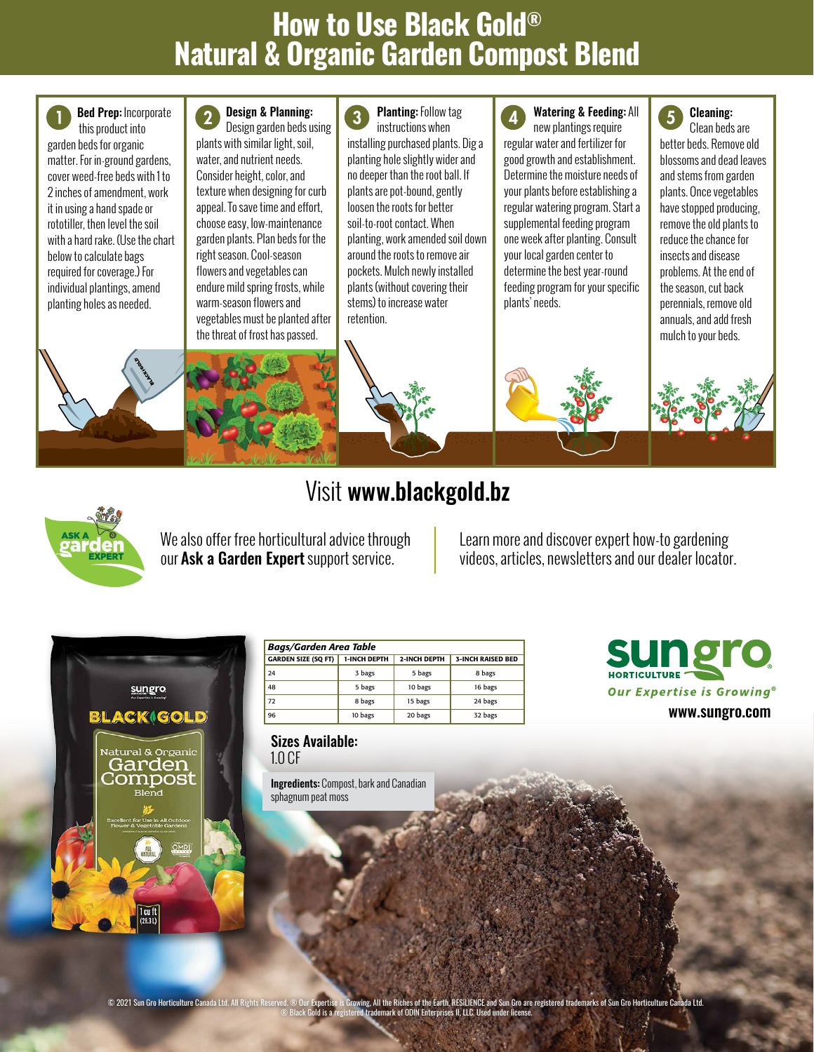# How to Use Black Gold® Natural & Organic Garden Compost Blend

**1 Bed Prep:** Incorporate this product into garden beds for organic matter. For in-ground gardens, cover weed-free beds with 1 to 2 inches of amendment, work it in using a hand spade or rototiller, then level the soil with a hard rake. (Use the chart below to calculate bags required for coverage.) For individual plantings, amend planting holes as needed.

**2 Design & Planning:** Design garden beds using plants with similar light, soil, water, and nutrient needs. Consider height, color, and texture when designing for curb appeal. To save time and effort, choose easy, low-maintenance garden plants. Plan beds for the right season. Cool-season flowers and vegetables can endure mild spring frosts, while warm-season flowers and vegetables must be planted after the threat of frost has passed.

**3 Planting:** Follow tag instructions when installing purchased plants. Dig a planting hole slightly wider and no deeper than the root ball. If plants are pot-bound, gently loosen the roots for better soil-to-root contact. When planting, work amended soil down around the roots to remove air pockets. Mulch newly installed plants (without covering their stems) to increase water retention.

**4 Watering & Feeding:** All new plantings require regular water and fertilizer for good growth and establishment. Determine the moisture needs of your plants before establishing a regular watering program. Start a supplemental feeding program one week after planting. Consult your local garden center to determine the best year-round feeding program for your specific plants' needs.

**5 Cleaning:** Clean beds are better beds. Remove old blossoms and dead leaves and stems from garden plants. Once vegetables have stopped producing, remove the old plants to reduce the chance for insects and disease problems. At the end of the season, cut back perennials, remove old annuals, and add fresh mulch to your beds.

Visit **www.blackgold.bz**

We also offer free horticultural advice through our **Ask a Garden Expert** support service.

Learn more and discover expert how-to gardening videos, articles, newsletters and our dealer locator.

***Bags/Garden Area Table***

| GARDEN SIZE (SQ FT) | 1-INCH DEPTH | 2-INCH DEPTH | 3-INCH RAISED BED |
|---|---|---|---|
| 24 | 3 bags | 5 bags | 8 bags |
| 48 | 5 bags | 10 bags | 16 bags |
| 72 | 8 bags | 15 bags | 24 bags |
| 96 | 10 bags | 20 bags | 32 bags |

**Sizes Available:**
1.0 CF

**Ingredients:** Compost, bark and Canadian sphagnum peat moss

sungro HORTICULTURE
*Our Expertise is Growing®*
**www.sungro.com**

© 2021 Sun Gro Horticulture Canada Ltd. All Rights Reserved. ® Our Expertise is Growing, All the Riches of the Earth, RESiLIENCE and Sun Gro are registered trademarks of Sun Gro Horticulture Canada Ltd.
® Black Gold is a registered trademark of ODIN Enterprises II, LLC. Used under license.